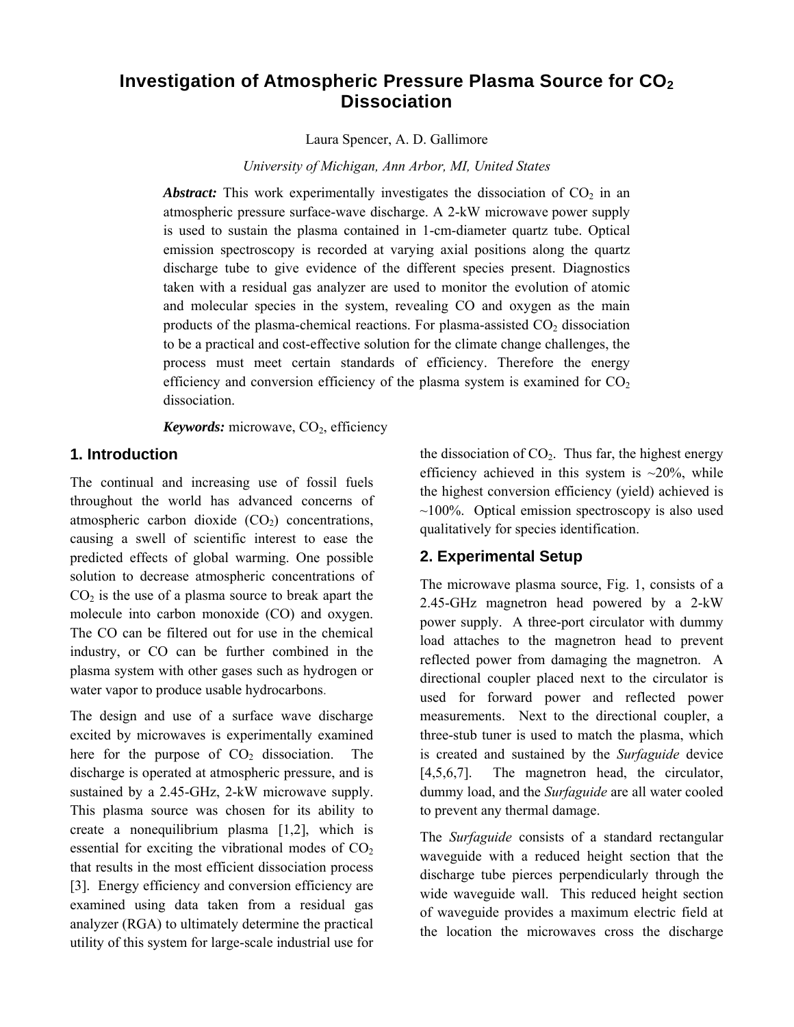# Investigation of Atmospheric Pressure Plasma Source for $CO_2$ Dissociation

Laura Spencer, A. D. Gallimore

*University of Michigan, Ann Arbor, MI, United States*

***Abstract:*** This work experimentally investigates the dissociation of $CO_2$ in an atmospheric pressure surface-wave discharge. A 2-kW microwave power supply is used to sustain the plasma contained in 1-cm-diameter quartz tube. Optical emission spectroscopy is recorded at varying axial positions along the quartz discharge tube to give evidence of the different species present. Diagnostics taken with a residual gas analyzer are used to monitor the evolution of atomic and molecular species in the system, revealing CO and oxygen as the main products of the plasma-chemical reactions. For plasma-assisted $CO_2$ dissociation to be a practical and cost-effective solution for the climate change challenges, the process must meet certain standards of efficiency. Therefore the energy efficiency and conversion efficiency of the plasma system is examined for $CO_2$ dissociation.

***Keywords:*** microwave, $CO_2$, efficiency

## 1. Introduction

The continual and increasing use of fossil fuels throughout the world has advanced concerns of atmospheric carbon dioxide ($CO_2$) concentrations, causing a swell of scientific interest to ease the predicted effects of global warming. One possible solution to decrease atmospheric concentrations of $CO_2$ is the use of a plasma source to break apart the molecule into carbon monoxide (CO) and oxygen. The CO can be filtered out for use in the chemical industry, or CO can be further combined in the plasma system with other gases such as hydrogen or water vapor to produce usable hydrocarbons.

The design and use of a surface wave discharge excited by microwaves is experimentally examined here for the purpose of $CO_2$ dissociation. The discharge is operated at atmospheric pressure, and is sustained by a 2.45-GHz, 2-kW microwave supply. This plasma source was chosen for its ability to create a nonequilibrium plasma [1,2], which is essential for exciting the vibrational modes of $CO_2$ that results in the most efficient dissociation process [3]. Energy efficiency and conversion efficiency are examined using data taken from a residual gas analyzer (RGA) to ultimately determine the practical utility of this system for large-scale industrial use for the dissociation of $CO_2$. Thus far, the highest energy efficiency achieved in this system is ~20%, while the highest conversion efficiency (yield) achieved is ~100%. Optical emission spectroscopy is also used qualitatively for species identification.

## 2. Experimental Setup

The microwave plasma source, Fig. 1, consists of a 2.45-GHz magnetron head powered by a 2-kW power supply. A three-port circulator with dummy load attaches to the magnetron head to prevent reflected power from damaging the magnetron. A directional coupler placed next to the circulator is used for forward power and reflected power measurements. Next to the directional coupler, a three-stub tuner is used to match the plasma, which is created and sustained by the *Surfaguide* device [4,5,6,7]. The magnetron head, the circulator, dummy load, and the *Surfaguide* are all water cooled to prevent any thermal damage.

The *Surfaguide* consists of a standard rectangular waveguide with a reduced height section that the discharge tube pierces perpendicularly through the wide waveguide wall. This reduced height section of waveguide provides a maximum electric field at the location the microwaves cross the discharge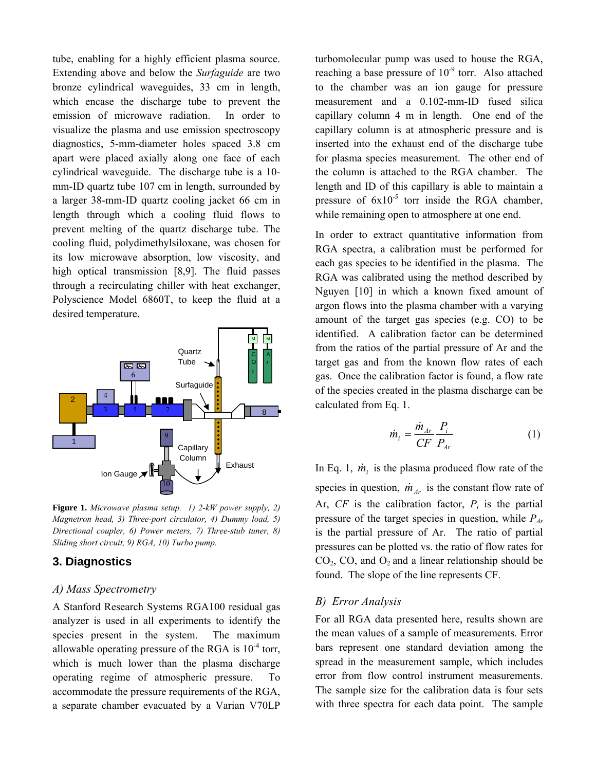tube, enabling for a highly efficient plasma source. Extending above and below the *Surfaguide* are two bronze cylindrical waveguides, 33 cm in length, which encase the discharge tube to prevent the emission of microwave radiation. In order to visualize the plasma and use emission spectroscopy diagnostics, 5-mm-diameter holes spaced 3.8 cm apart were placed axially along one face of each cylindrical waveguide. The discharge tube is a 10-mm-ID quartz tube 107 cm in length, surrounded by a larger 38-mm-ID quartz cooling jacket 66 cm in length through which a cooling fluid flows to prevent melting of the quartz discharge tube. The cooling fluid, polydimethylsiloxane, was chosen for its low microwave absorption, low viscosity, and high optical transmission [8,9]. The fluid passes through a recirculating chiller with heat exchanger, Polyscience Model 6860T, to keep the fluid at a desired temperature.

**Figure 1.** *Microwave plasma setup. 1) 2-kW power supply, 2) Magnetron head, 3) Three-port circulator, 4) Dummy load, 5) Directional coupler, 6) Power meters, 7) Three-stub tuner, 8) Sliding short circuit, 9) RGA, 10) Turbo pump.*

## 3. Diagnostics

### *A) Mass Spectrometry*

A Stanford Research Systems RGA100 residual gas analyzer is used in all experiments to identify the species present in the system. The maximum allowable operating pressure of the RGA is $10^{-4}$ torr, which is much lower than the plasma discharge operating regime of atmospheric pressure. To accommodate the pressure requirements of the RGA, a separate chamber evacuated by a Varian V70LP turbomolecular pump was used to house the RGA, reaching a base pressure of $10^{-9}$ torr. Also attached to the chamber was an ion gauge for pressure measurement and a 0.102-mm-ID fused silica capillary column 4 m in length. One end of the capillary column is at atmospheric pressure and is inserted into the exhaust end of the discharge tube for plasma species measurement. The other end of the column is attached to the RGA chamber. The length and ID of this capillary is able to maintain a pressure of $6\times10^{-5}$ torr inside the RGA chamber, while remaining open to atmosphere at one end.

In order to extract quantitative information from RGA spectra, a calibration must be performed for each gas species to be identified in the plasma. The RGA was calibrated using the method described by Nguyen [10] in which a known fixed amount of argon flows into the plasma chamber with a varying amount of the target gas species (e.g. CO) to be identified. A calibration factor can be determined from the ratios of the partial pressure of Ar and the target gas and from the known flow rates of each gas. Once the calibration factor is found, a flow rate of the species created in the plasma discharge can be calculated from Eq. 1.

$$\dot{m}_i = \frac{\dot{m}_{Ar}}{CF}\frac{P_i}{P_{Ar}} \qquad (1)$$

In Eq. 1, $\dot{m}_i$ is the plasma produced flow rate of the species in question, $\dot{m}_{Ar}$ is the constant flow rate of Ar, $CF$ is the calibration factor, $P_i$ is the partial pressure of the target species in question, while $P_{Ar}$ is the partial pressure of Ar. The ratio of partial pressures can be plotted vs. the ratio of flow rates for $CO_2$, CO, and $O_2$ and a linear relationship should be found. The slope of the line represents CF.

### *B) Error Analysis*

For all RGA data presented here, results shown are the mean values of a sample of measurements. Error bars represent one standard deviation among the spread in the measurement sample, which includes error from flow control instrument measurements. The sample size for the calibration data is four sets with three spectra for each data point. The sample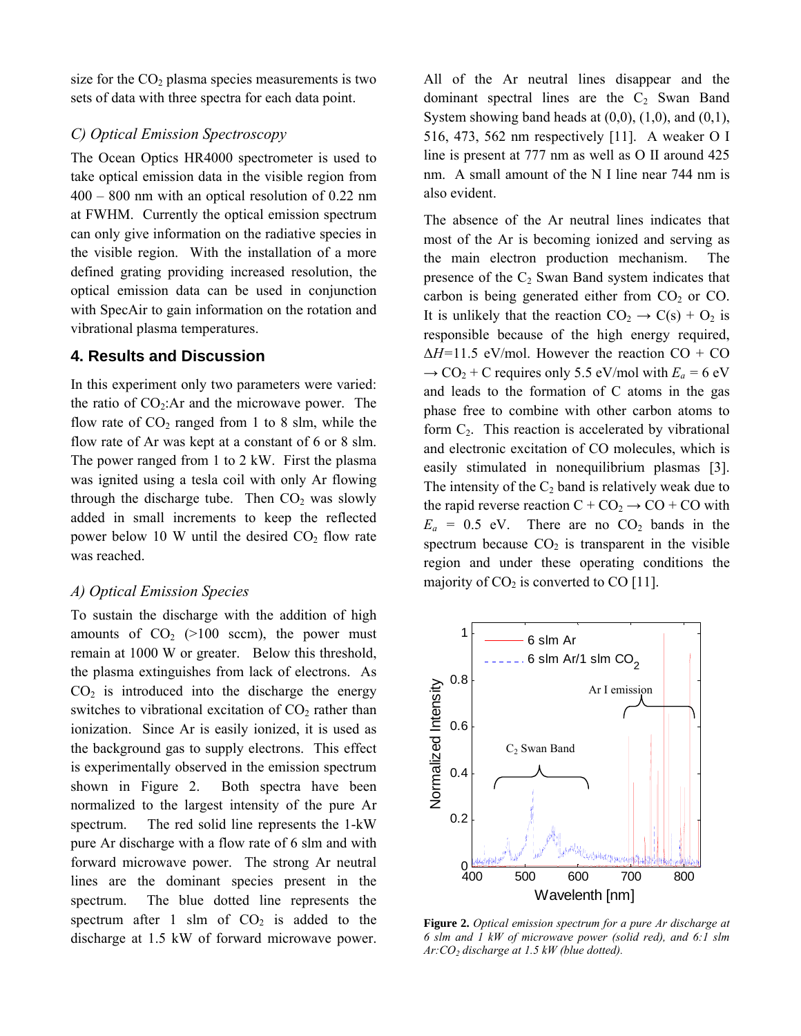size for the $CO_2$ plasma species measurements is two sets of data with three spectra for each data point.

### C) Optical Emission Spectroscopy

The Ocean Optics HR4000 spectrometer is used to take optical emission data in the visible region from 400 – 800 nm with an optical resolution of 0.22 nm at FWHM. Currently the optical emission spectrum can only give information on the radiative species in the visible region. With the installation of a more defined grating providing increased resolution, the optical emission data can be used in conjunction with SpecAir to gain information on the rotation and vibrational plasma temperatures.

## 4. Results and Discussion

In this experiment only two parameters were varied: the ratio of $CO_2$:Ar and the microwave power. The flow rate of $CO_2$ ranged from 1 to 8 slm, while the flow rate of Ar was kept at a constant of 6 or 8 slm. The power ranged from 1 to 2 kW. First the plasma was ignited using a tesla coil with only Ar flowing through the discharge tube. Then $CO_2$ was slowly added in small increments to keep the reflected power below 10 W until the desired $CO_2$ flow rate was reached.

### A) Optical Emission Species

To sustain the discharge with the addition of high amounts of $CO_2$ (>100 sccm), the power must remain at 1000 W or greater. Below this threshold, the plasma extinguishes from lack of electrons. As $CO_2$ is introduced into the discharge the energy switches to vibrational excitation of $CO_2$ rather than ionization. Since Ar is easily ionized, it is used as the background gas to supply electrons. This effect is experimentally observed in the emission spectrum shown in Figure 2. Both spectra have been normalized to the largest intensity of the pure Ar spectrum. The red solid line represents the 1-kW pure Ar discharge with a flow rate of 6 slm and with forward microwave power. The strong Ar neutral lines are the dominant species present in the spectrum. The blue dotted line represents the spectrum after 1 slm of $CO_2$ is added to the discharge at 1.5 kW of forward microwave power. All of the Ar neutral lines disappear and the dominant spectral lines are the $C_2$ Swan Band System showing band heads at (0,0), (1,0), and (0,1), 516, 473, 562 nm respectively [11]. A weaker O I line is present at 777 nm as well as O II around 425 nm. A small amount of the N I line near 744 nm is also evident.

The absence of the Ar neutral lines indicates that most of the Ar is becoming ionized and serving as the main electron production mechanism. The presence of the $C_2$ Swan Band system indicates that carbon is being generated either from $CO_2$ or CO. It is unlikely that the reaction $CO_2 \rightarrow C(s) + O_2$ is responsible because of the high energy required, $\Delta H$=11.5 eV/mol. However the reaction CO + CO $\rightarrow CO_2$ + C requires only 5.5 eV/mol with $E_a$ = 6 eV and leads to the formation of C atoms in the gas phase free to combine with other carbon atoms to form $C_2$. This reaction is accelerated by vibrational and electronic excitation of CO molecules, which is easily stimulated in nonequilibrium plasmas [3]. The intensity of the $C_2$ band is relatively weak due to the rapid reverse reaction C + $CO_2$ $\rightarrow$ CO + CO with $E_a$ = 0.5 eV. There are no $CO_2$ bands in the spectrum because $CO_2$ is transparent in the visible region and under these operating conditions the majority of $CO_2$ is converted to CO [11].

**Figure 2.** *Optical emission spectrum for a pure Ar discharge at 6 slm and 1 kW of microwave power (solid red), and 6:1 slm Ar:$CO_2$ discharge at 1.5 kW (blue dotted).*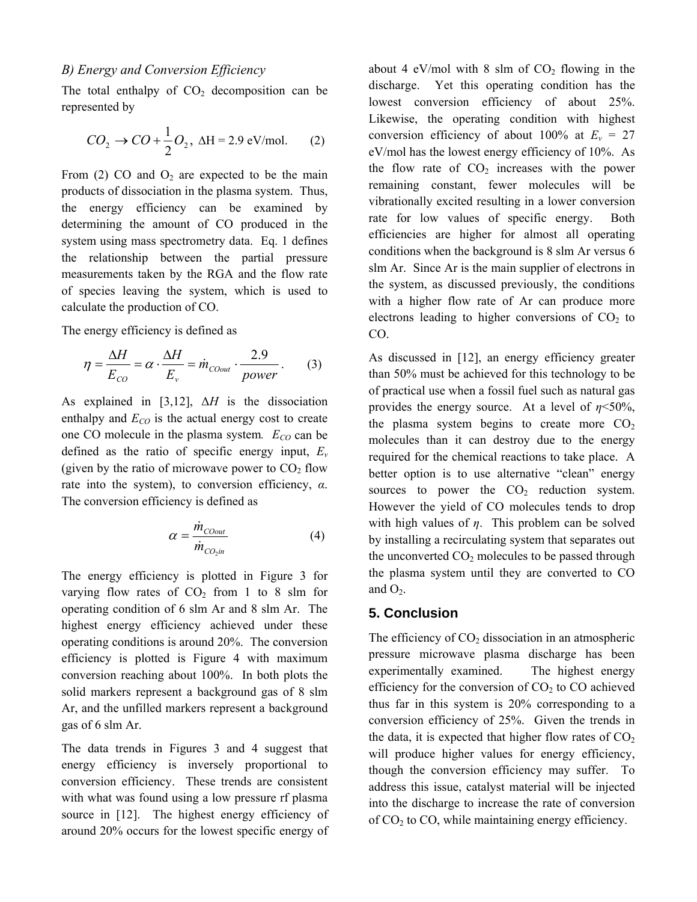### B) Energy and Conversion Efficiency

The total enthalpy of $CO_2$ decomposition can be represented by

$$CO_2 \rightarrow CO + \frac{1}{2}O_2, \; \Delta H = 2.9 \text{ eV/mol}. \qquad (2)$$

From (2) CO and $O_2$ are expected to be the main products of dissociation in the plasma system. Thus, the energy efficiency can be examined by determining the amount of CO produced in the system using mass spectrometry data. Eq. 1 defines the relationship between the partial pressure measurements taken by the RGA and the flow rate of species leaving the system, which is used to calculate the production of CO.

The energy efficiency is defined as

$$\eta = \frac{\Delta H}{E_{CO}} = \alpha \cdot \frac{\Delta H}{E_v} = \dot{m}_{COout} \cdot \frac{2.9}{power}. \qquad (3)$$

As explained in [3,12], $\Delta H$ is the dissociation enthalpy and $E_{CO}$ is the actual energy cost to create one CO molecule in the plasma system. $E_{CO}$ can be defined as the ratio of specific energy input, $E_v$ (given by the ratio of microwave power to $CO_2$ flow rate into the system), to conversion efficiency, $\alpha$. The conversion efficiency is defined as

$$\alpha = \frac{\dot{m}_{COout}}{\dot{m}_{CO_2in}} \qquad (4)$$

The energy efficiency is plotted in Figure 3 for varying flow rates of $CO_2$ from 1 to 8 slm for operating condition of 6 slm Ar and 8 slm Ar. The highest energy efficiency achieved under these operating conditions is around 20%. The conversion efficiency is plotted is Figure 4 with maximum conversion reaching about 100%. In both plots the solid markers represent a background gas of 8 slm Ar, and the unfilled markers represent a background gas of 6 slm Ar.

The data trends in Figures 3 and 4 suggest that energy efficiency is inversely proportional to conversion efficiency. These trends are consistent with what was found using a low pressure rf plasma source in [12]. The highest energy efficiency of around 20% occurs for the lowest specific energy of about 4 eV/mol with 8 slm of $CO_2$ flowing in the discharge. Yet this operating condition has the lowest conversion efficiency of about 25%. Likewise, the operating condition with highest conversion efficiency of about 100% at $E_v$ = 27 eV/mol has the lowest energy efficiency of 10%. As the flow rate of $CO_2$ increases with the power remaining constant, fewer molecules will be vibrationally excited resulting in a lower conversion rate for low values of specific energy. Both efficiencies are higher for almost all operating conditions when the background is 8 slm Ar versus 6 slm Ar. Since Ar is the main supplier of electrons in the system, as discussed previously, the conditions with a higher flow rate of Ar can produce more electrons leading to higher conversions of $CO_2$ to CO.

As discussed in [12], an energy efficiency greater than 50% must be achieved for this technology to be of practical use when a fossil fuel such as natural gas provides the energy source. At a level of $\eta$<50%, the plasma system begins to create more $CO_2$ molecules than it can destroy due to the energy required for the chemical reactions to take place. A better option is to use alternative "clean" energy sources to power the $CO_2$ reduction system. However the yield of CO molecules tends to drop with high values of $\eta$. This problem can be solved by installing a recirculating system that separates out the unconverted $CO_2$ molecules to be passed through the plasma system until they are converted to CO and $O_2$.

## 5. Conclusion

The efficiency of $CO_2$ dissociation in an atmospheric pressure microwave plasma discharge has been experimentally examined. The highest energy efficiency for the conversion of $CO_2$ to CO achieved thus far in this system is 20% corresponding to a conversion efficiency of 25%. Given the trends in the data, it is expected that higher flow rates of $CO_2$ will produce higher values for energy efficiency, though the conversion efficiency may suffer. To address this issue, catalyst material will be injected into the discharge to increase the rate of conversion of $CO_2$ to CO, while maintaining energy efficiency.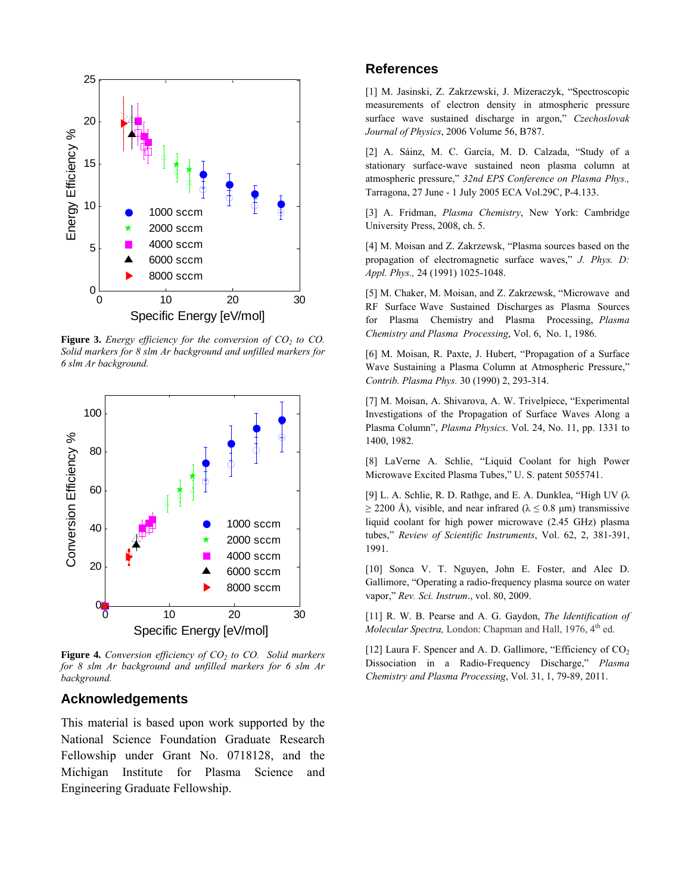25
20
15
10
5
0
0
10
20
30
Energy Efficiency %
Specific Energy [eV/mol]
1000 sccm
2000 sccm
4000 sccm
6000 sccm
8000 sccm

**Figure 3.** *Energy efficiency for the conversion of $CO_2$ to CO. Solid markers for 8 slm Ar background and unfilled markers for 6 slm Ar background.*

100
80
60
40
20
0
0
10
20
30
Conversion Efficiency %
Specific Energy [eV/mol]
1000 sccm
2000 sccm
4000 sccm
6000 sccm
8000 sccm

**Figure 4.** *Conversion efficiency of $CO_2$ to CO. Solid markers for 8 slm Ar background and unfilled markers for 6 slm Ar background.*

## Acknowledgements

This material is based upon work supported by the National Science Foundation Graduate Research Fellowship under Grant No. 0718128, and the Michigan Institute for Plasma Science and Engineering Graduate Fellowship.

## References

[1] M. Jasinski, Z. Zakrzewski, J. Mizeraczyk, "Spectroscopic measurements of electron density in atmospheric pressure surface wave sustained discharge in argon," *Czechoslovak Journal of Physics*, 2006 Volume 56, B787.

[2] A. Sáinz, M. C. García, M. D. Calzada, "Study of a stationary surface-wave sustained neon plasma column at atmospheric pressure," *32nd EPS Conference on Plasma Phys.,* Tarragona, 27 June - 1 July 2005 ECA Vol.29C, P-4.133.

[3] A. Fridman, *Plasma Chemistry*, New York: Cambridge University Press, 2008, ch. 5.

[4] M. Moisan and Z. Zakrzewsk, "Plasma sources based on the propagation of electromagnetic surface waves," *J. Phys. D: Appl. Phys.,* 24 (1991) 1025-1048.

[5] M. Chaker, M. Moisan, and Z. Zakrzewsk, "Microwave and RF Surface Wave Sustained Discharges as Plasma Sources for Plasma Chemistry and Plasma Processing, *Plasma Chemistry and Plasma Processing*, Vol. 6, No. 1, 1986.

[6] M. Moisan, R. Paxte, J. Hubert, "Propagation of a Surface Wave Sustaining a Plasma Column at Atmospheric Pressure," *Contrib. Plasma Phys.* 30 (1990) 2, 293-314.

[7] M. Moisan, A. Shivarova, A. W. Trivelpiece, "Experimental Investigations of the Propagation of Surface Waves Along a Plasma Column", *Plasma Physics*. Vol. 24, No. 11, pp. 1331 to 1400, 1982.

[8] LaVerne A. Schlie, "Liquid Coolant for high Power Microwave Excited Plasma Tubes," U. S. patent 5055741.

[9] L. A. Schlie, R. D. Rathge, and E. A. Dunklea, "High UV ($\lambda \geq 2200$ Å), visible, and near infrared ($\lambda \leq 0.8$ μm) transmissive liquid coolant for high power microwave (2.45 GHz) plasma tubes," *Review of Scientific Instruments*, Vol. 62, 2, 381-391, 1991.

[10] Sonca V. T. Nguyen, John E. Foster, and Alec D. Gallimore, "Operating a radio-frequency plasma source on water vapor," *Rev. Sci. Instrum*., vol. 80, 2009.

[11] R. W. B. Pearse and A. G. Gaydon, *The Identification of Molecular Spectra,* London: Chapman and Hall, 1976, 4th ed.

[12] Laura F. Spencer and A. D. Gallimore, "Efficiency of $CO_2$ Dissociation in a Radio-Frequency Discharge," *Plasma Chemistry and Plasma Processing*, Vol. 31, 1, 79-89, 2011.